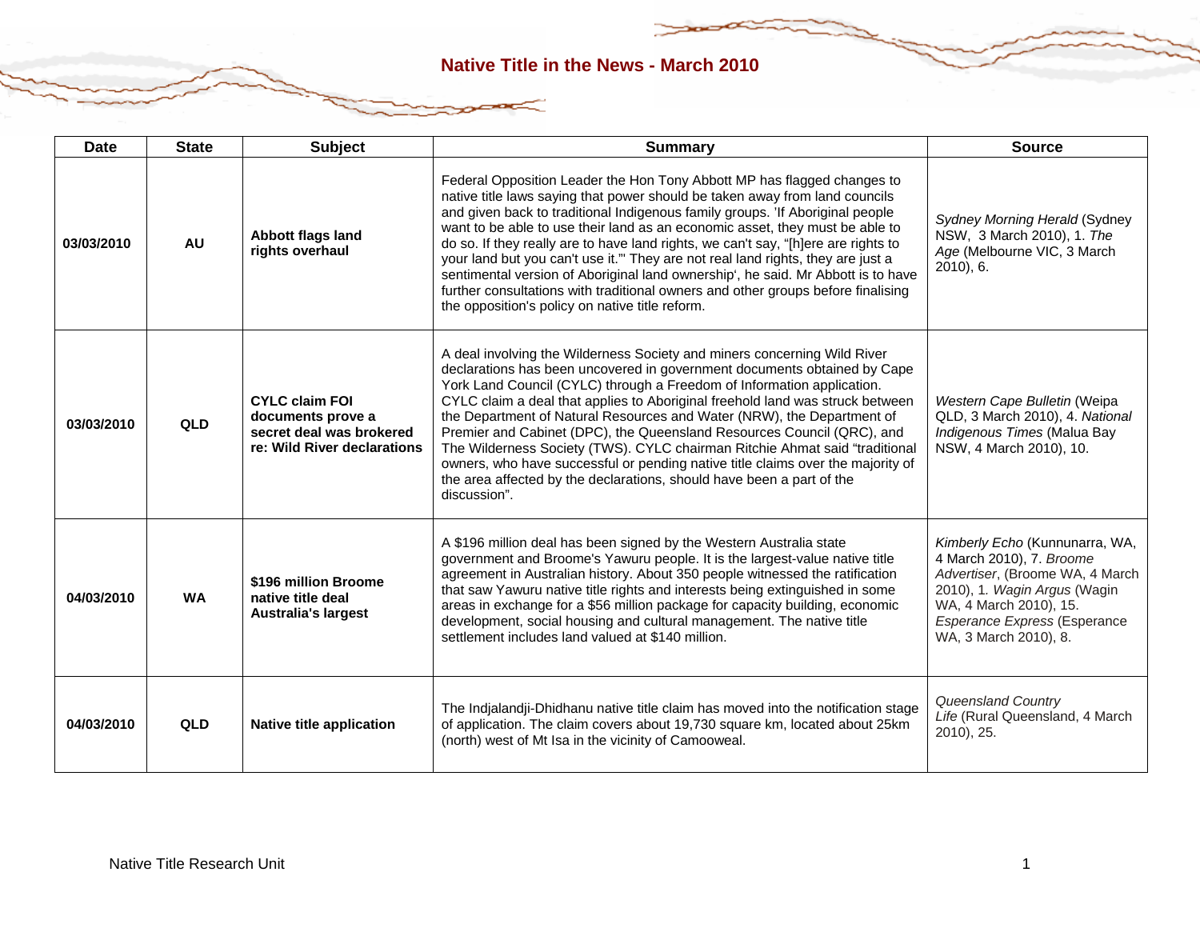# Native Title in the News - March 2010

| Date | State | Subject | Summary | Source |
|---|---|---|---|---|
| **03/03/2010** | **AU** | **Abbott flags land rights overhaul** | Federal Opposition Leader the Hon Tony Abbott MP has flagged changes to native title laws saying that power should be taken away from land councils and given back to traditional Indigenous family groups. 'If Aboriginal people want to be able to use their land as an economic asset, they must be able to do so. If they really are to have land rights, we can't say, "[h]ere are rights to your land but you can't use it."' They are not real land rights, they are just a sentimental version of Aboriginal land ownership', he said. Mr Abbott is to have further consultations with traditional owners and other groups before finalising the opposition's policy on native title reform. | *Sydney Morning Herald* (Sydney NSW, 3 March 2010), 1. *The Age* (Melbourne VIC, 3 March 2010), 6. |
| **03/03/2010** | **QLD** | **CYLC claim FOI documents prove a secret deal was brokered re: Wild River declarations** | A deal involving the Wilderness Society and miners concerning Wild River declarations has been uncovered in government documents obtained by Cape York Land Council (CYLC) through a Freedom of Information application. CYLC claim a deal that applies to Aboriginal freehold land was struck between the Department of Natural Resources and Water (NRW), the Department of Premier and Cabinet (DPC), the Queensland Resources Council (QRC), and The Wilderness Society (TWS). CYLC chairman Ritchie Ahmat said "traditional owners, who have successful or pending native title claims over the majority of the area affected by the declarations, should have been a part of the discussion". | *Western Cape Bulletin* (Weipa QLD, 3 March 2010), 4. *National Indigenous Times* (Malua Bay NSW, 4 March 2010), 10. |
| **04/03/2010** | **WA** | **$196 million Broome native title deal Australia's largest** | A $196 million deal has been signed by the Western Australia state government and Broome's Yawuru people. It is the largest-value native title agreement in Australian history. About 350 people witnessed the ratification that saw Yawuru native title rights and interests being extinguished in some areas in exchange for a $56 million package for capacity building, economic development, social housing and cultural management. The native title settlement includes land valued at $140 million. | *Kimberly Echo* (Kunnunarra, WA, 4 March 2010), 7. *Broome Advertiser*, (Broome WA, 4 March 2010), 1. *Wagin Argus* (Wagin WA, 4 March 2010), 15. *Esperance Express* (Esperance WA, 3 March 2010), 8. |
| **04/03/2010** | **QLD** | **Native title application** | The Indjalandji-Dhidhanu native title claim has moved into the notification stage of application. The claim covers about 19,730 square km, located about 25km (north) west of Mt Isa in the vicinity of Camooweal. | *Queensland Country Life* (Rural Queensland, 4 March 2010), 25. |

Native Title Research Unit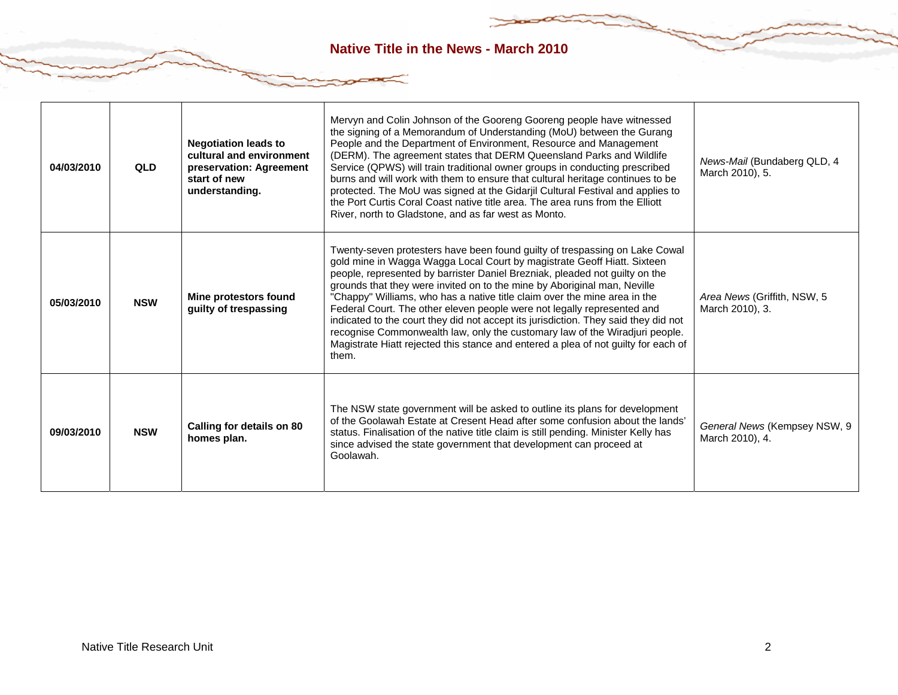| 04/03/2010 | QLD | **Negotiation leads to cultural and environment preservation: Agreement start of new understanding.** | Mervyn and Colin Johnson of the Gooreng Gooreng people have witnessed the signing of a Memorandum of Understanding (MoU) between the Gurang People and the Department of Environment, Resource and Management (DERM). The agreement states that DERM Queensland Parks and Wildlife Service (QPWS) will train traditional owner groups in conducting prescribed burns and will work with them to ensure that cultural heritage continues to be protected. The MoU was signed at the Gidarjil Cultural Festival and applies to the Port Curtis Coral Coast native title area. The area runs from the Elliott River, north to Gladstone, and as far west as Monto. | *News-Mail* (Bundaberg QLD, 4 March 2010), 5. |
|---|---|---|---|---|
| 05/03/2010 | NSW | **Mine protestors found guilty of trespassing** | Twenty-seven protesters have been found guilty of trespassing on Lake Cowal gold mine in Wagga Wagga Local Court by magistrate Geoff Hiatt. Sixteen people, represented by barrister Daniel Brezniak, pleaded not guilty on the grounds that they were invited on to the mine by Aboriginal man, Neville "Chappy" Williams, who has a native title claim over the mine area in the Federal Court. The other eleven people were not legally represented and indicated to the court they did not accept its jurisdiction. They said they did not recognise Commonwealth law, only the customary law of the Wiradjuri people. Magistrate Hiatt rejected this stance and entered a plea of not guilty for each of them. | *Area News* (Griffith, NSW, 5 March 2010), 3. |
| 09/03/2010 | NSW | **Calling for details on 80 homes plan.** | The NSW state government will be asked to outline its plans for development of the Goolawah Estate at Cresent Head after some confusion about the lands' status. Finalisation of the native title claim is still pending. Minister Kelly has since advised the state government that development can proceed at Goolawah. | *General News* (Kempsey NSW, 9 March 2010), 4. |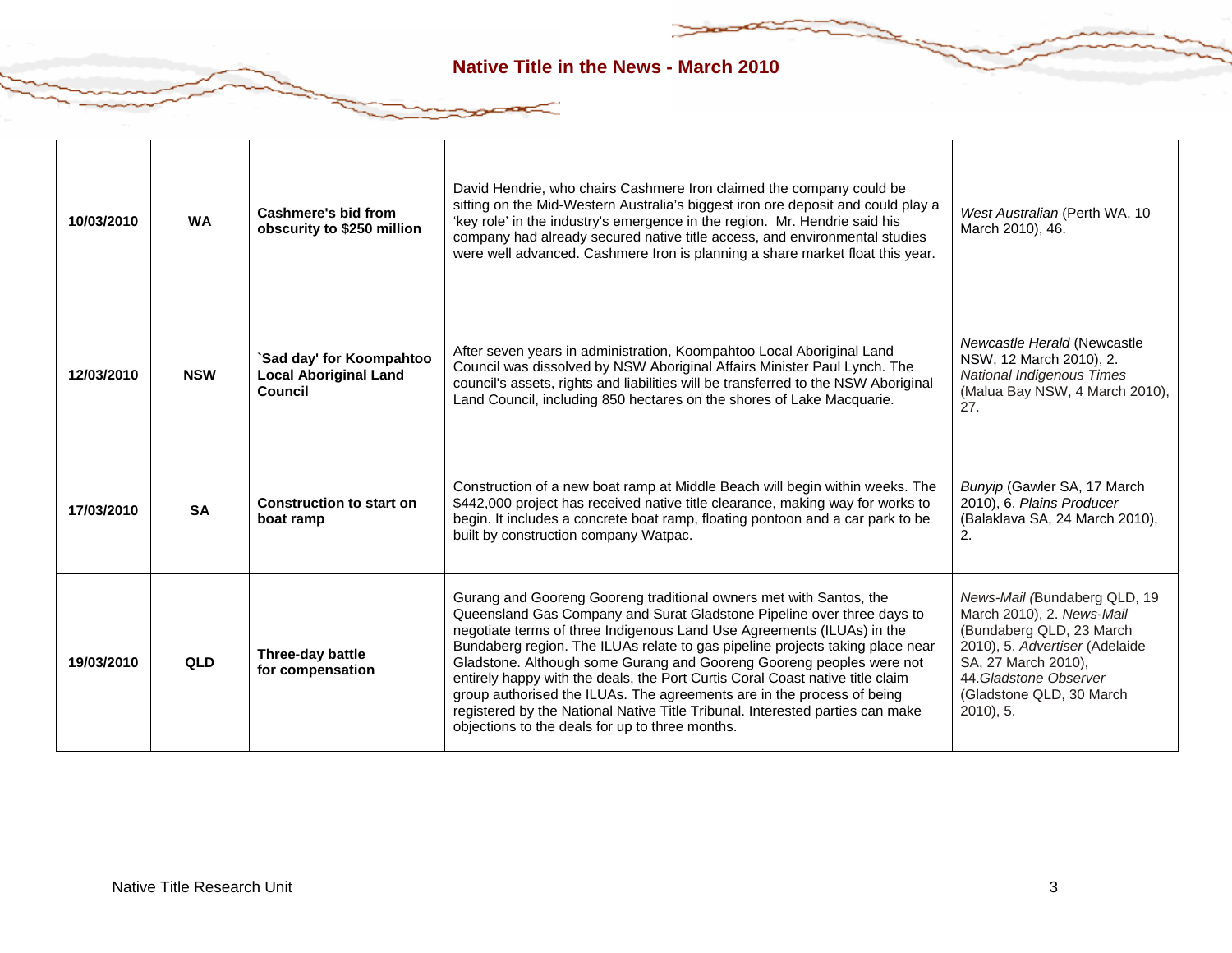| 10/03/2010 | WA | **Cashmere's bid from obscurity to $250 million** | David Hendrie, who chairs Cashmere Iron claimed the company could be sitting on the Mid-Western Australia's biggest iron ore deposit and could play a 'key role' in the industry's emergence in the region. Mr. Hendrie said his company had already secured native title access, and environmental studies were well advanced. Cashmere Iron is planning a share market float this year. | *West Australian* (Perth WA, 10 March 2010), 46. |
|---|---|---|---|---|
| 12/03/2010 | NSW | **`Sad day' for Koompahtoo Local Aboriginal Land Council** | After seven years in administration, Koompahtoo Local Aboriginal Land Council was dissolved by NSW Aboriginal Affairs Minister Paul Lynch. The council's assets, rights and liabilities will be transferred to the NSW Aboriginal Land Council, including 850 hectares on the shores of Lake Macquarie. | *Newcastle Herald* (Newcastle NSW, 12 March 2010), 2. *National Indigenous Times* (Malua Bay NSW, 4 March 2010), 27. |
| 17/03/2010 | SA | **Construction to start on boat ramp** | Construction of a new boat ramp at Middle Beach will begin within weeks. The $442,000 project has received native title clearance, making way for works to begin. It includes a concrete boat ramp, floating pontoon and a car park to be built by construction company Watpac. | *Bunyip* (Gawler SA, 17 March 2010), 6. *Plains Producer* (Balaklava SA, 24 March 2010), 2. |
| 19/03/2010 | QLD | **Three-day battle for compensation** | Gurang and Gooreng Gooreng traditional owners met with Santos, the Queensland Gas Company and Surat Gladstone Pipeline over three days to negotiate terms of three Indigenous Land Use Agreements (ILUAs) in the Bundaberg region. The ILUAs relate to gas pipeline projects taking place near Gladstone. Although some Gurang and Gooreng Gooreng peoples were not entirely happy with the deals, the Port Curtis Coral Coast native title claim group authorised the ILUAs. The agreements are in the process of being registered by the National Native Title Tribunal. Interested parties can make objections to the deals for up to three months. | *News-Mail* (Bundaberg QLD, 19 March 2010), 2. *News-Mail* (Bundaberg QLD, 23 March 2010), 5. *Advertiser* (Adelaide SA, 27 March 2010), 44. *Gladstone Observer* (Gladstone QLD, 30 March 2010), 5. |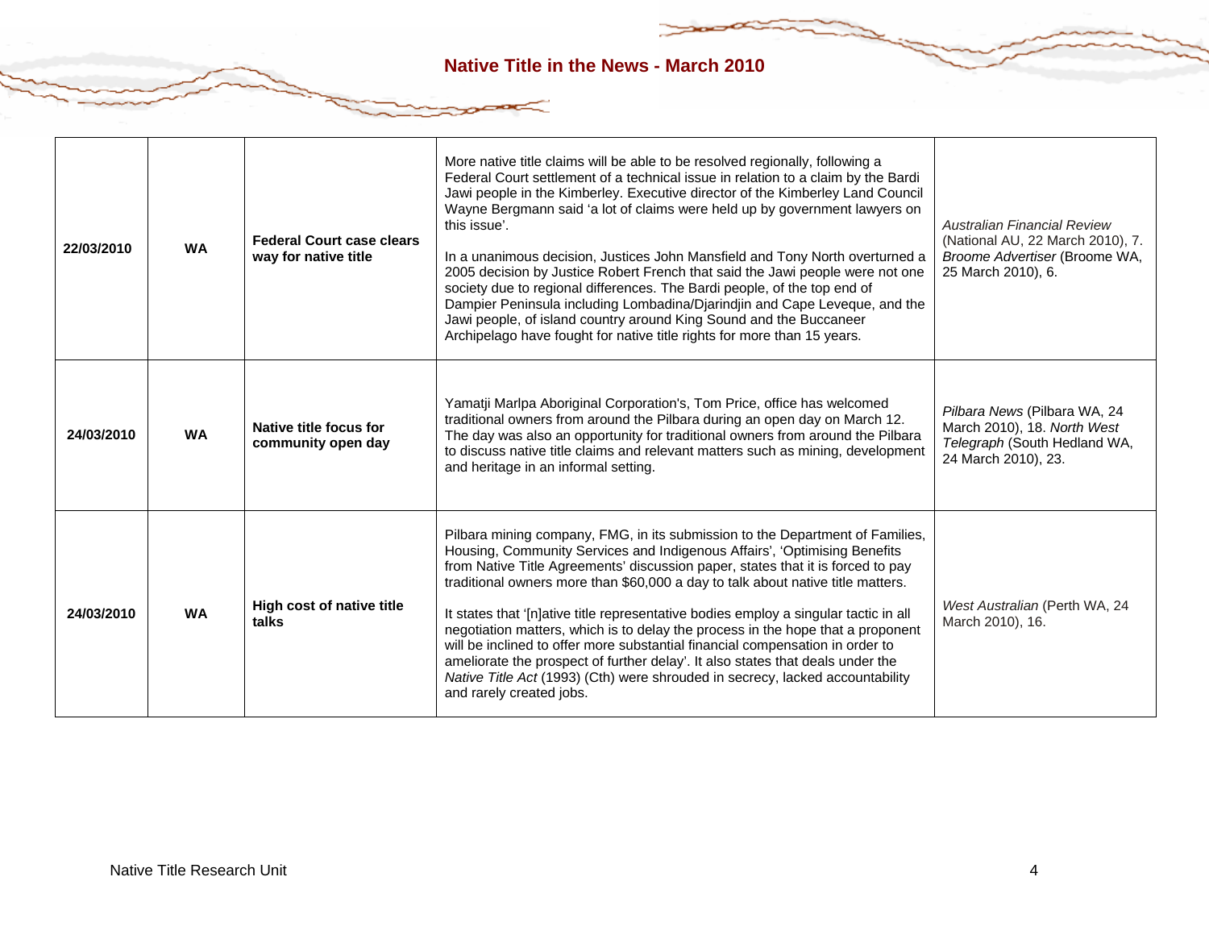| 22/03/2010 | WA | **Federal Court case clears way for native title** | More native title claims will be able to be resolved regionally, following a Federal Court settlement of a technical issue in relation to a claim by the Bardi Jawi people in the Kimberley. Executive director of the Kimberley Land Council Wayne Bergmann said 'a lot of claims were held up by government lawyers on this issue'.<br><br>In a unanimous decision, Justices John Mansfield and Tony North overturned a 2005 decision by Justice Robert French that said the Jawi people were not one society due to regional differences. The Bardi people, of the top end of Dampier Peninsula including Lombadina/Djarindjin and Cape Leveque, and the Jawi people, of island country around King Sound and the Buccaneer Archipelago have fought for native title rights for more than 15 years. | *Australian Financial Review* (National AU, 22 March 2010), 7. *Broome Advertiser* (Broome WA, 25 March 2010), 6. |
|---|---|---|---|---|
| 24/03/2010 | WA | **Native title focus for community open day** | Yamatji Marlpa Aboriginal Corporation's, Tom Price, office has welcomed traditional owners from around the Pilbara during an open day on March 12. The day was also an opportunity for traditional owners from around the Pilbara to discuss native title claims and relevant matters such as mining, development and heritage in an informal setting. | *Pilbara News* (Pilbara WA, 24 March 2010), 18. *North West Telegraph* (South Hedland WA, 24 March 2010), 23. |
| 24/03/2010 | WA | **High cost of native title talks** | Pilbara mining company, FMG, in its submission to the Department of Families, Housing, Community Services and Indigenous Affairs', 'Optimising Benefits from Native Title Agreements' discussion paper, states that it is forced to pay traditional owners more than $60,000 a day to talk about native title matters.<br><br>It states that '[n]ative title representative bodies employ a singular tactic in all negotiation matters, which is to delay the process in the hope that a proponent will be inclined to offer more substantial financial compensation in order to ameliorate the prospect of further delay'. It also states that deals under the *Native Title Act* (1993) (Cth) were shrouded in secrecy, lacked accountability and rarely created jobs. | *West Australian* (Perth WA, 24 March 2010), 16. |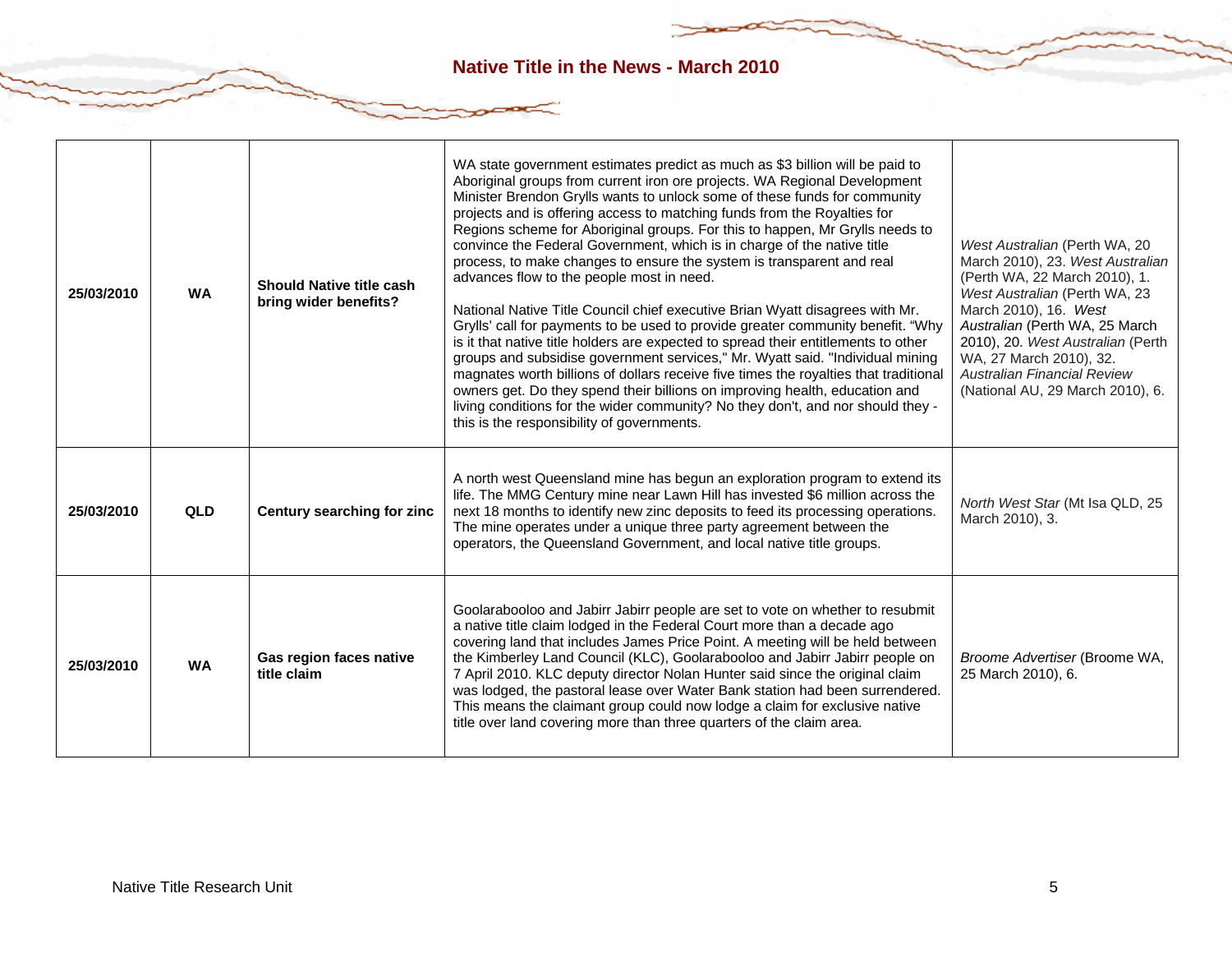| 25/03/2010 | WA | **Should Native title cash bring wider benefits?** | WA state government estimates predict as much as $3 billion will be paid to Aboriginal groups from current iron ore projects. WA Regional Development Minister Brendon Grylls wants to unlock some of these funds for community projects and is offering access to matching funds from the Royalties for Regions scheme for Aboriginal groups. For this to happen, Mr Grylls needs to convince the Federal Government, which is in charge of the native title process, to make changes to ensure the system is transparent and real advances flow to the people most in need.<br><br>National Native Title Council chief executive Brian Wyatt disagrees with Mr. Grylls' call for payments to be used to provide greater community benefit. "Why is it that native title holders are expected to spread their entitlements to other groups and subsidise government services," Mr. Wyatt said. "Individual mining magnates worth billions of dollars receive five times the royalties that traditional owners get. Do they spend their billions on improving health, education and living conditions for the wider community? No they don't, and nor should they - this is the responsibility of governments. | *West Australian* (Perth WA, 20 March 2010), 23. *West Australian* (Perth WA, 22 March 2010), 1. *West Australian* (Perth WA, 23 March 2010), 16. *West Australian* (Perth WA, 25 March 2010), 20. *West Australian* (Perth WA, 27 March 2010), 32. *Australian Financial Review* (National AU, 29 March 2010), 6. |
|---|---|---|---|---|
| 25/03/2010 | QLD | **Century searching for zinc** | A north west Queensland mine has begun an exploration program to extend its life. The MMG Century mine near Lawn Hill has invested $6 million across the next 18 months to identify new zinc deposits to feed its processing operations. The mine operates under a unique three party agreement between the operators, the Queensland Government, and local native title groups. | *North West Star* (Mt Isa QLD, 25 March 2010), 3. |
| 25/03/2010 | WA | **Gas region faces native title claim** | Goolarabooloo and Jabirr Jabirr people are set to vote on whether to resubmit a native title claim lodged in the Federal Court more than a decade ago covering land that includes James Price Point. A meeting will be held between the Kimberley Land Council (KLC), Goolarabooloo and Jabirr Jabirr people on 7 April 2010. KLC deputy director Nolan Hunter said since the original claim was lodged, the pastoral lease over Water Bank station had been surrendered. This means the claimant group could now lodge a claim for exclusive native title over land covering more than three quarters of the claim area. | *Broome Advertiser* (Broome WA, 25 March 2010), 6. |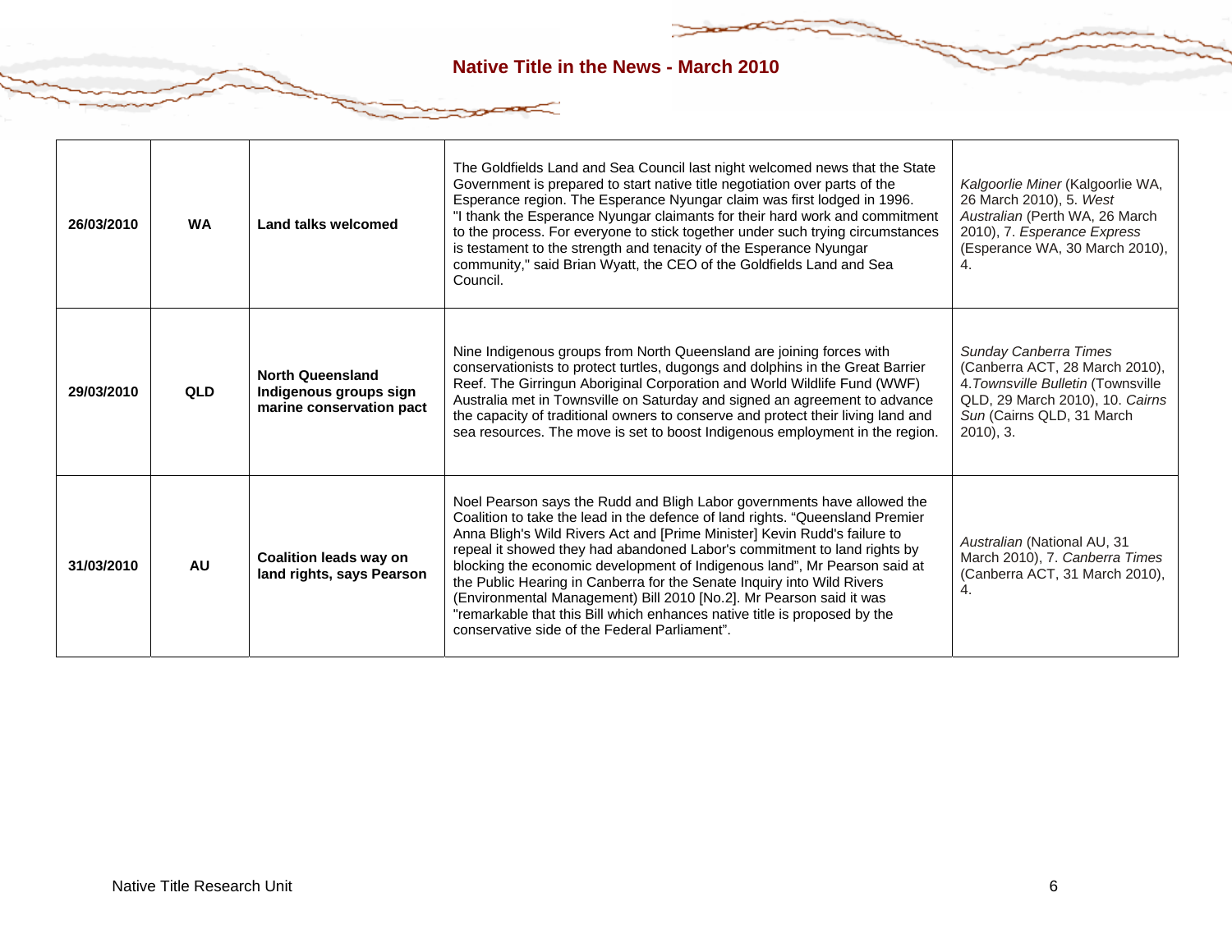| | | | | |
|---|---|---|---|---|
| **26/03/2010** | **WA** | **Land talks welcomed** | The Goldfields Land and Sea Council last night welcomed news that the State Government is prepared to start native title negotiation over parts of the Esperance region. The Esperance Nyungar claim was first lodged in 1996. "I thank the Esperance Nyungar claimants for their hard work and commitment to the process. For everyone to stick together under such trying circumstances is testament to the strength and tenacity of the Esperance Nyungar community," said Brian Wyatt, the CEO of the Goldfields Land and Sea Council. | *Kalgoorlie Miner* (Kalgoorlie WA, 26 March 2010), 5. *West Australian* (Perth WA, 26 March 2010), 7. *Esperance Express* (Esperance WA, 30 March 2010), 4. |
| **29/03/2010** | **QLD** | **North Queensland Indigenous groups sign marine conservation pact** | Nine Indigenous groups from North Queensland are joining forces with conservationists to protect turtles, dugongs and dolphins in the Great Barrier Reef. The Girringun Aboriginal Corporation and World Wildlife Fund (WWF) Australia met in Townsville on Saturday and signed an agreement to advance the capacity of traditional owners to conserve and protect their living land and sea resources. The move is set to boost Indigenous employment in the region. | *Sunday Canberra Times* (Canberra ACT, 28 March 2010), 4.*Townsville Bulletin* (Townsville QLD, 29 March 2010), 10. *Cairns Sun* (Cairns QLD, 31 March 2010), 3. |
| **31/03/2010** | **AU** | **Coalition leads way on land rights, says Pearson** | Noel Pearson says the Rudd and Bligh Labor governments have allowed the Coalition to take the lead in the defence of land rights. "Queensland Premier Anna Bligh's Wild Rivers Act and [Prime Minister] Kevin Rudd's failure to repeal it showed they had abandoned Labor's commitment to land rights by blocking the economic development of Indigenous land", Mr Pearson said at the Public Hearing in Canberra for the Senate Inquiry into Wild Rivers (Environmental Management) Bill 2010 [No.2]. Mr Pearson said it was "remarkable that this Bill which enhances native title is proposed by the conservative side of the Federal Parliament". | *Australian* (National AU, 31 March 2010), 7. *Canberra Times* (Canberra ACT, 31 March 2010), 4. |